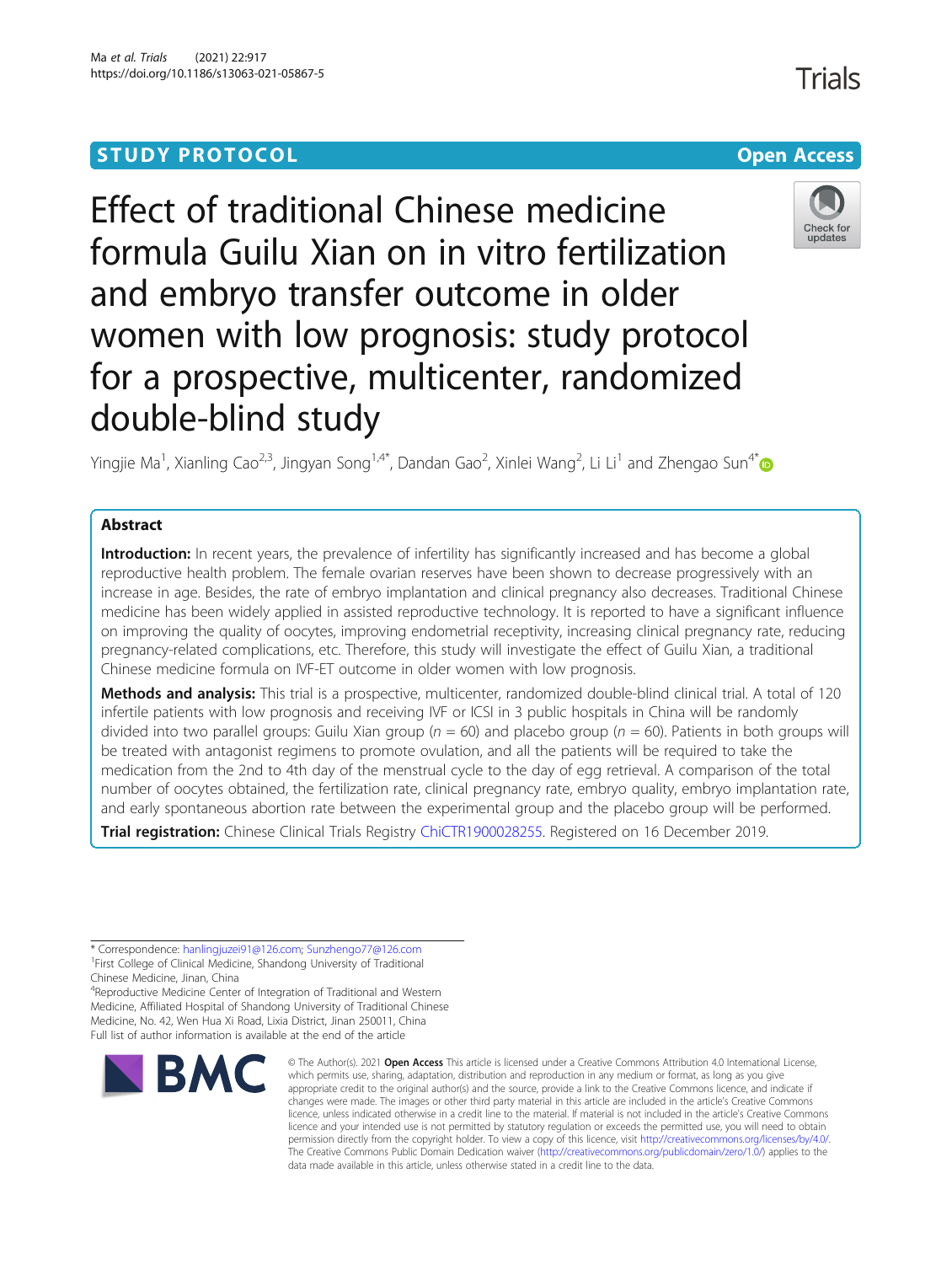STUDY PROTOCOL

Open Access

# Effect of traditional Chinese medicine formula Guilu Xian on in vitro fertilization and embryo transfer outcome in older women with low prognosis: study protocol for a prospective, multicenter, randomized double-blind study

Yingjie Ma[1], Xianling Cao[2,3], Jingyan Song[1,4*], Dandan Gao[2], Xinlei Wang[2], Li Li[1] and Zhengao Sun[4*]

## Abstract

**Introduction:** In recent years, the prevalence of infertility has significantly increased and has become a global reproductive health problem. The female ovarian reserves have been shown to decrease progressively with an increase in age. Besides, the rate of embryo implantation and clinical pregnancy also decreases. Traditional Chinese medicine has been widely applied in assisted reproductive technology. It is reported to have a significant influence on improving the quality of oocytes, improving endometrial receptivity, increasing clinical pregnancy rate, reducing pregnancy-related complications, etc. Therefore, this study will investigate the effect of Guilu Xian, a traditional Chinese medicine formula on IVF-ET outcome in older women with low prognosis.

**Methods and analysis:** This trial is a prospective, multicenter, randomized double-blind clinical trial. A total of 120 infertile patients with low prognosis and receiving IVF or ICSI in 3 public hospitals in China will be randomly divided into two parallel groups: Guilu Xian group ($n$ = 60) and placebo group ($n$ = 60). Patients in both groups will be treated with antagonist regimens to promote ovulation, and all the patients will be required to take the medication from the 2nd to 4th day of the menstrual cycle to the day of egg retrieval. A comparison of the total number of oocytes obtained, the fertilization rate, clinical pregnancy rate, embryo quality, embryo implantation rate, and early spontaneous abortion rate between the experimental group and the placebo group will be performed.

**Trial registration:** Chinese Clinical Trials Registry ChiCTR1900028255. Registered on 16 December 2019.

\* Correspondence: hanlingjuzei91@126.com; Sunzhengo77@126.com
[1]First College of Clinical Medicine, Shandong University of Traditional Chinese Medicine, Jinan, China
[4]Reproductive Medicine Center of Integration of Traditional and Western Medicine, Affiliated Hospital of Shandong University of Traditional Chinese Medicine, No. 42, Wen Hua Xi Road, Lixia District, Jinan 250011, China
Full list of author information is available at the end of the article

© The Author(s). 2021 **Open Access** This article is licensed under a Creative Commons Attribution 4.0 International License, which permits use, sharing, adaptation, distribution and reproduction in any medium or format, as long as you give appropriate credit to the original author(s) and the source, provide a link to the Creative Commons licence, and indicate if changes were made. The images or other third party material in this article are included in the article's Creative Commons licence, unless indicated otherwise in a credit line to the material. If material is not included in the article's Creative Commons licence and your intended use is not permitted by statutory regulation or exceeds the permitted use, you will need to obtain permission directly from the copyright holder. To view a copy of this licence, visit http://creativecommons.org/licenses/by/4.0/. The Creative Commons Public Domain Dedication waiver (http://creativecommons.org/publicdomain/zero/1.0/) applies to the data made available in this article, unless otherwise stated in a credit line to the data.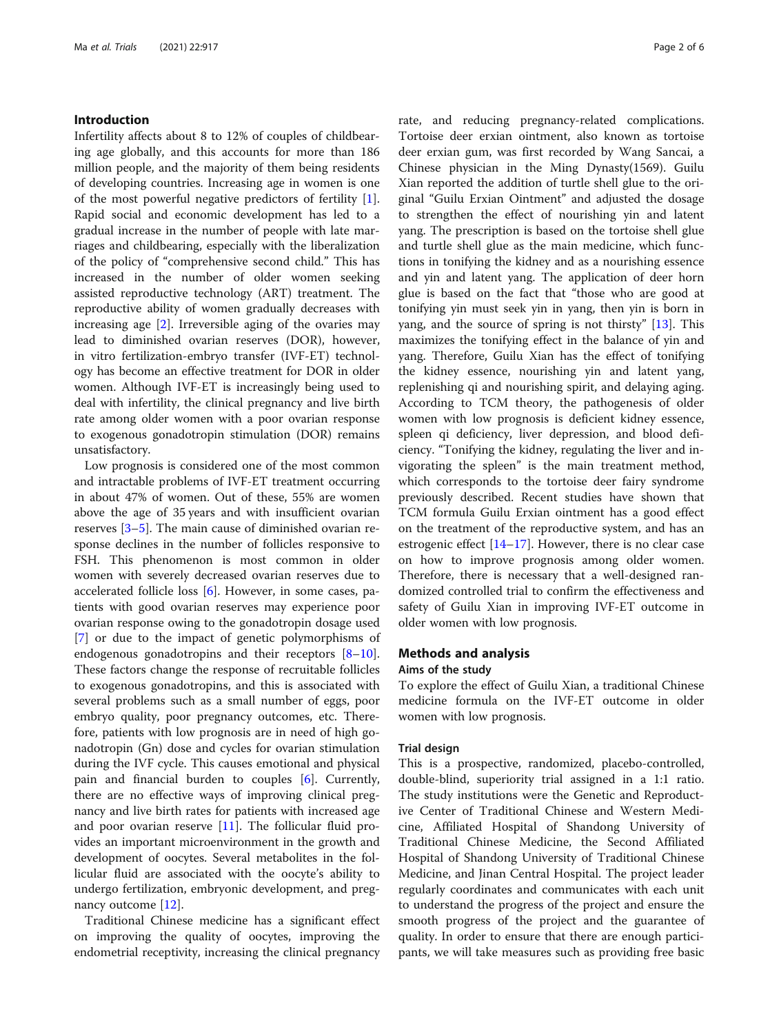## Introduction

Infertility affects about 8 to 12% of couples of childbearing age globally, and this accounts for more than 186 million people, and the majority of them being residents of developing countries. Increasing age in women is one of the most powerful negative predictors of fertility [1]. Rapid social and economic development has led to a gradual increase in the number of people with late marriages and childbearing, especially with the liberalization of the policy of "comprehensive second child." This has increased in the number of older women seeking assisted reproductive technology (ART) treatment. The reproductive ability of women gradually decreases with increasing age [2]. Irreversible aging of the ovaries may lead to diminished ovarian reserves (DOR), however, in vitro fertilization-embryo transfer (IVF-ET) technology has become an effective treatment for DOR in older women. Although IVF-ET is increasingly being used to deal with infertility, the clinical pregnancy and live birth rate among older women with a poor ovarian response to exogenous gonadotropin stimulation (DOR) remains unsatisfactory.

Low prognosis is considered one of the most common and intractable problems of IVF-ET treatment occurring in about 47% of women. Out of these, 55% are women above the age of 35 years and with insufficient ovarian reserves [3–5]. The main cause of diminished ovarian response declines in the number of follicles responsive to FSH. This phenomenon is most common in older women with severely decreased ovarian reserves due to accelerated follicle loss [6]. However, in some cases, patients with good ovarian reserves may experience poor ovarian response owing to the gonadotropin dosage used [7] or due to the impact of genetic polymorphisms of endogenous gonadotropins and their receptors [8–10]. These factors change the response of recruitable follicles to exogenous gonadotropins, and this is associated with several problems such as a small number of eggs, poor embryo quality, poor pregnancy outcomes, etc. Therefore, patients with low prognosis are in need of high gonadotropin (Gn) dose and cycles for ovarian stimulation during the IVF cycle. This causes emotional and physical pain and financial burden to couples [6]. Currently, there are no effective ways of improving clinical pregnancy and live birth rates for patients with increased age and poor ovarian reserve [11]. The follicular fluid provides an important microenvironment in the growth and development of oocytes. Several metabolites in the follicular fluid are associated with the oocyte's ability to undergo fertilization, embryonic development, and pregnancy outcome [12].

Traditional Chinese medicine has a significant effect on improving the quality of oocytes, improving the endometrial receptivity, increasing the clinical pregnancy rate, and reducing pregnancy-related complications. Tortoise deer erxian ointment, also known as tortoise deer erxian gum, was first recorded by Wang Sancai, a Chinese physician in the Ming Dynasty(1569). Guilu Xian reported the addition of turtle shell glue to the original "Guilu Erxian Ointment" and adjusted the dosage to strengthen the effect of nourishing yin and latent yang. The prescription is based on the tortoise shell glue and turtle shell glue as the main medicine, which functions in tonifying the kidney and as a nourishing essence and yin and latent yang. The application of deer horn glue is based on the fact that "those who are good at tonifying yin must seek yin in yang, then yin is born in yang, and the source of spring is not thirsty" [13]. This maximizes the tonifying effect in the balance of yin and yang. Therefore, Guilu Xian has the effect of tonifying the kidney essence, nourishing yin and latent yang, replenishing qi and nourishing spirit, and delaying aging. According to TCM theory, the pathogenesis of older women with low prognosis is deficient kidney essence, spleen qi deficiency, liver depression, and blood deficiency. "Tonifying the kidney, regulating the liver and invigorating the spleen" is the main treatment method, which corresponds to the tortoise deer fairy syndrome previously described. Recent studies have shown that TCM formula Guilu Erxian ointment has a good effect on the treatment of the reproductive system, and has an estrogenic effect [14–17]. However, there is no clear case on how to improve prognosis among older women. Therefore, there is necessary that a well-designed randomized controlled trial to confirm the effectiveness and safety of Guilu Xian in improving IVF-ET outcome in older women with low prognosis.

## Methods and analysis

### Aims of the study

To explore the effect of Guilu Xian, a traditional Chinese medicine formula on the IVF-ET outcome in older women with low prognosis.

### Trial design

This is a prospective, randomized, placebo-controlled, double-blind, superiority trial assigned in a 1:1 ratio. The study institutions were the Genetic and Reproductive Center of Traditional Chinese and Western Medicine, Affiliated Hospital of Shandong University of Traditional Chinese Medicine, the Second Affiliated Hospital of Shandong University of Traditional Chinese Medicine, and Jinan Central Hospital. The project leader regularly coordinates and communicates with each unit to understand the progress of the project and ensure the smooth progress of the project and the guarantee of quality. In order to ensure that there are enough participants, we will take measures such as providing free basic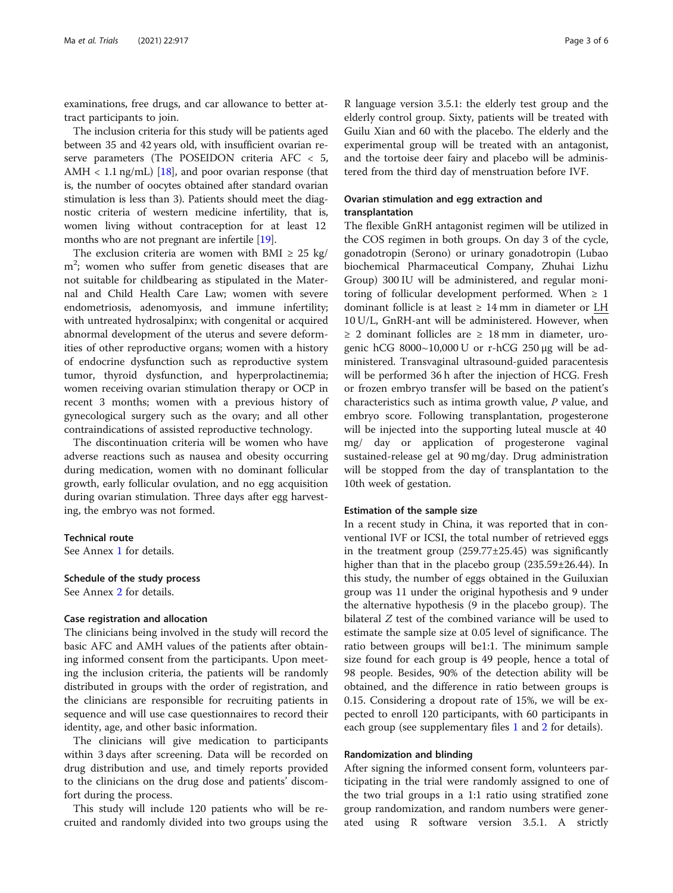examinations, free drugs, and car allowance to better attract participants to join.

The inclusion criteria for this study will be patients aged between 35 and 42 years old, with insufficient ovarian reserve parameters (The POSEIDON criteria AFC < 5, AMH < 1.1 ng/mL) [18], and poor ovarian response (that is, the number of oocytes obtained after standard ovarian stimulation is less than 3). Patients should meet the diagnostic criteria of western medicine infertility, that is, women living without contraception for at least 12 months who are not pregnant are infertile [19].

The exclusion criteria are women with BMI ≥ 25 kg/$m^2$; women who suffer from genetic diseases that are not suitable for childbearing as stipulated in the Maternal and Child Health Care Law; women with severe endometriosis, adenomyosis, and immune infertility; with untreated hydrosalpinx; with congenital or acquired abnormal development of the uterus and severe deformities of other reproductive organs; women with a history of endocrine dysfunction such as reproductive system tumor, thyroid dysfunction, and hyperprolactinemia; women receiving ovarian stimulation therapy or OCP in recent 3 months; women with a previous history of gynecological surgery such as the ovary; and all other contraindications of assisted reproductive technology.

The discontinuation criteria will be women who have adverse reactions such as nausea and obesity occurring during medication, women with no dominant follicular growth, early follicular ovulation, and no egg acquisition during ovarian stimulation. Three days after egg harvesting, the embryo was not formed.

### Technical route

See Annex 1 for details.

### Schedule of the study process

See Annex 2 for details.

### Case registration and allocation

The clinicians being involved in the study will record the basic AFC and AMH values of the patients after obtaining informed consent from the participants. Upon meeting the inclusion criteria, the patients will be randomly distributed in groups with the order of registration, and the clinicians are responsible for recruiting patients in sequence and will use case questionnaires to record their identity, age, and other basic information.

The clinicians will give medication to participants within 3 days after screening. Data will be recorded on drug distribution and use, and timely reports provided to the clinicians on the drug dose and patients' discomfort during the process.

This study will include 120 patients who will be recruited and randomly divided into two groups using the R language version 3.5.1: the elderly test group and the elderly control group. Sixty, patients will be treated with Guilu Xian and 60 with the placebo. The elderly and the experimental group will be treated with an antagonist, and the tortoise deer fairy and placebo will be administered from the third day of menstruation before IVF.

### Ovarian stimulation and egg extraction and transplantation

The flexible GnRH antagonist regimen will be utilized in the COS regimen in both groups. On day 3 of the cycle, gonadotropin (Serono) or urinary gonadotropin (Lubao biochemical Pharmaceutical Company, Zhuhai Lizhu Group) 300 IU will be administered, and regular monitoring of follicular development performed. When ≥ 1 dominant follicle is at least ≥ 14 mm in diameter or LH 10 U/L, GnRH-ant will be administered. However, when ≥ 2 dominant follicles are ≥ 18 mm in diameter, urogenic hCG 8000~10,000 U or r-hCG 250 μg will be administered. Transvaginal ultrasound-guided paracentesis will be performed 36 h after the injection of HCG. Fresh or frozen embryo transfer will be based on the patient's characteristics such as intima growth value, *P* value, and embryo score. Following transplantation, progesterone will be injected into the supporting luteal muscle at 40 mg/ day or application of progesterone vaginal sustained-release gel at 90 mg/day. Drug administration will be stopped from the day of transplantation to the 10th week of gestation.

### Estimation of the sample size

In a recent study in China, it was reported that in conventional IVF or ICSI, the total number of retrieved eggs in the treatment group (259.77±25.45) was significantly higher than that in the placebo group (235.59±26.44). In this study, the number of eggs obtained in the Guiluxian group was 11 under the original hypothesis and 9 under the alternative hypothesis (9 in the placebo group). The bilateral *Z* test of the combined variance will be used to estimate the sample size at 0.05 level of significance. The ratio between groups will be1:1. The minimum sample size found for each group is 49 people, hence a total of 98 people. Besides, 90% of the detection ability will be obtained, and the difference in ratio between groups is 0.15. Considering a dropout rate of 15%, we will be expected to enroll 120 participants, with 60 participants in each group (see supplementary files 1 and 2 for details).

### Randomization and blinding

After signing the informed consent form, volunteers participating in the trial were randomly assigned to one of the two trial groups in a 1:1 ratio using stratified zone group randomization, and random numbers were generated using R software version 3.5.1. A strictly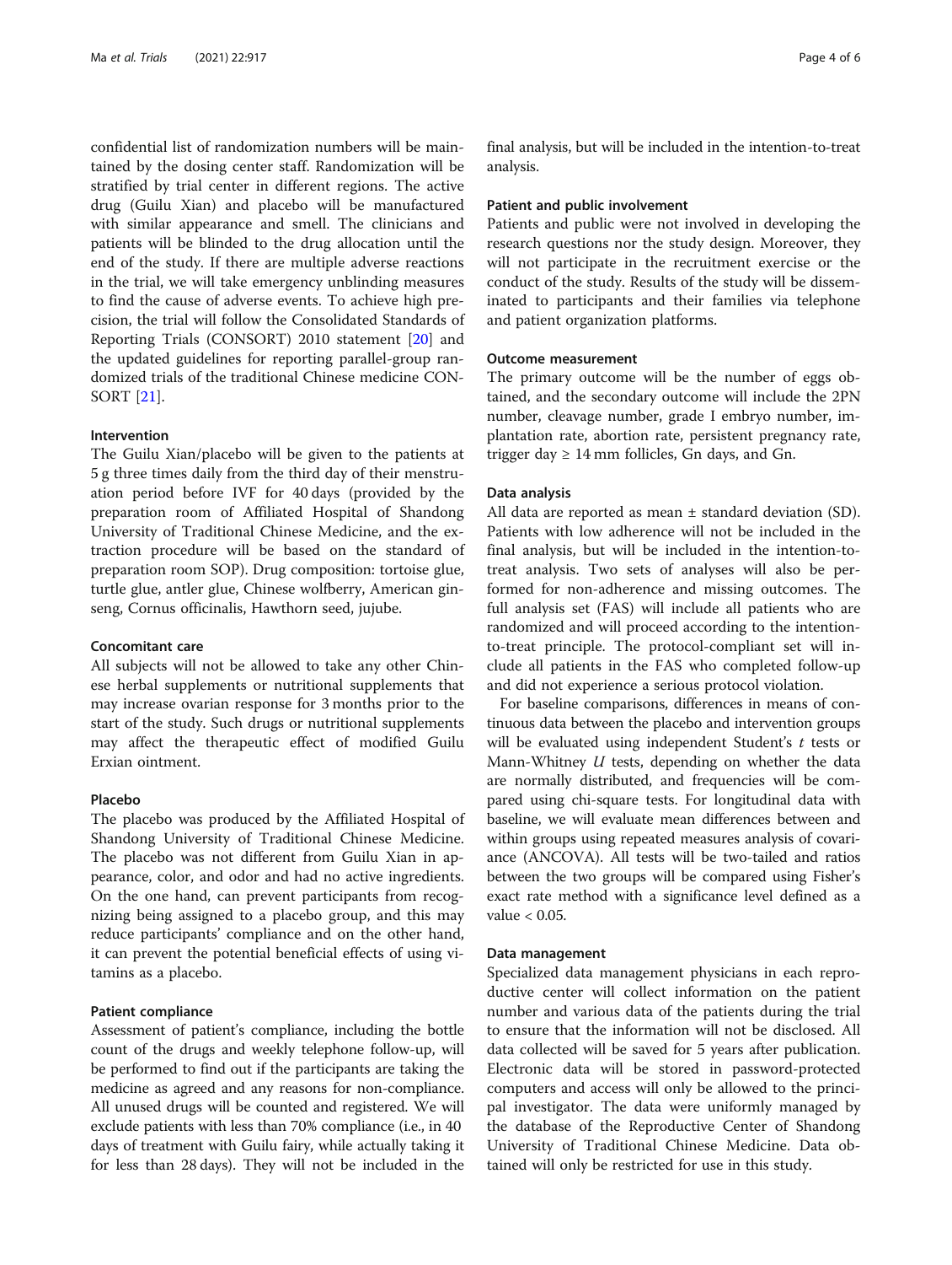confidential list of randomization numbers will be maintained by the dosing center staff. Randomization will be stratified by trial center in different regions. The active drug (Guilu Xian) and placebo will be manufactured with similar appearance and smell. The clinicians and patients will be blinded to the drug allocation until the end of the study. If there are multiple adverse reactions in the trial, we will take emergency unblinding measures to find the cause of adverse events. To achieve high precision, the trial will follow the Consolidated Standards of Reporting Trials (CONSORT) 2010 statement [20] and the updated guidelines for reporting parallel-group randomized trials of the traditional Chinese medicine CONSORT [21].

### Intervention

The Guilu Xian/placebo will be given to the patients at 5 g three times daily from the third day of their menstruation period before IVF for 40 days (provided by the preparation room of Affiliated Hospital of Shandong University of Traditional Chinese Medicine, and the extraction procedure will be based on the standard of preparation room SOP). Drug composition: tortoise glue, turtle glue, antler glue, Chinese wolfberry, American ginseng, Cornus officinalis, Hawthorn seed, jujube.

### Concomitant care

All subjects will not be allowed to take any other Chinese herbal supplements or nutritional supplements that may increase ovarian response for 3 months prior to the start of the study. Such drugs or nutritional supplements may affect the therapeutic effect of modified Guilu Erxian ointment.

### Placebo

The placebo was produced by the Affiliated Hospital of Shandong University of Traditional Chinese Medicine. The placebo was not different from Guilu Xian in appearance, color, and odor and had no active ingredients. On the one hand, can prevent participants from recognizing being assigned to a placebo group, and this may reduce participants' compliance and on the other hand, it can prevent the potential beneficial effects of using vitamins as a placebo.

### Patient compliance

Assessment of patient's compliance, including the bottle count of the drugs and weekly telephone follow-up, will be performed to find out if the participants are taking the medicine as agreed and any reasons for non-compliance. All unused drugs will be counted and registered. We will exclude patients with less than 70% compliance (i.e., in 40 days of treatment with Guilu fairy, while actually taking it for less than 28 days). They will not be included in the final analysis, but will be included in the intention-to-treat analysis.

### Patient and public involvement

Patients and public were not involved in developing the research questions nor the study design. Moreover, they will not participate in the recruitment exercise or the conduct of the study. Results of the study will be disseminated to participants and their families via telephone and patient organization platforms.

### Outcome measurement

The primary outcome will be the number of eggs obtained, and the secondary outcome will include the 2PN number, cleavage number, grade I embryo number, implantation rate, abortion rate, persistent pregnancy rate, trigger day ≥ 14 mm follicles, Gn days, and Gn.

### Data analysis

All data are reported as mean ± standard deviation (SD). Patients with low adherence will not be included in the final analysis, but will be included in the intention-to-treat analysis. Two sets of analyses will also be performed for non-adherence and missing outcomes. The full analysis set (FAS) will include all patients who are randomized and will proceed according to the intention-to-treat principle. The protocol-compliant set will include all patients in the FAS who completed follow-up and did not experience a serious protocol violation.

For baseline comparisons, differences in means of continuous data between the placebo and intervention groups will be evaluated using independent Student's *t* tests or Mann-Whitney *U* tests, depending on whether the data are normally distributed, and frequencies will be compared using chi-square tests. For longitudinal data with baseline, we will evaluate mean differences between and within groups using repeated measures analysis of covariance (ANCOVA). All tests will be two-tailed and ratios between the two groups will be compared using Fisher's exact rate method with a significance level defined as a value < 0.05.

### Data management

Specialized data management physicians in each reproductive center will collect information on the patient number and various data of the patients during the trial to ensure that the information will not be disclosed. All data collected will be saved for 5 years after publication. Electronic data will be stored in password-protected computers and access will only be allowed to the principal investigator. The data were uniformly managed by the database of the Reproductive Center of Shandong University of Traditional Chinese Medicine. Data obtained will only be restricted for use in this study.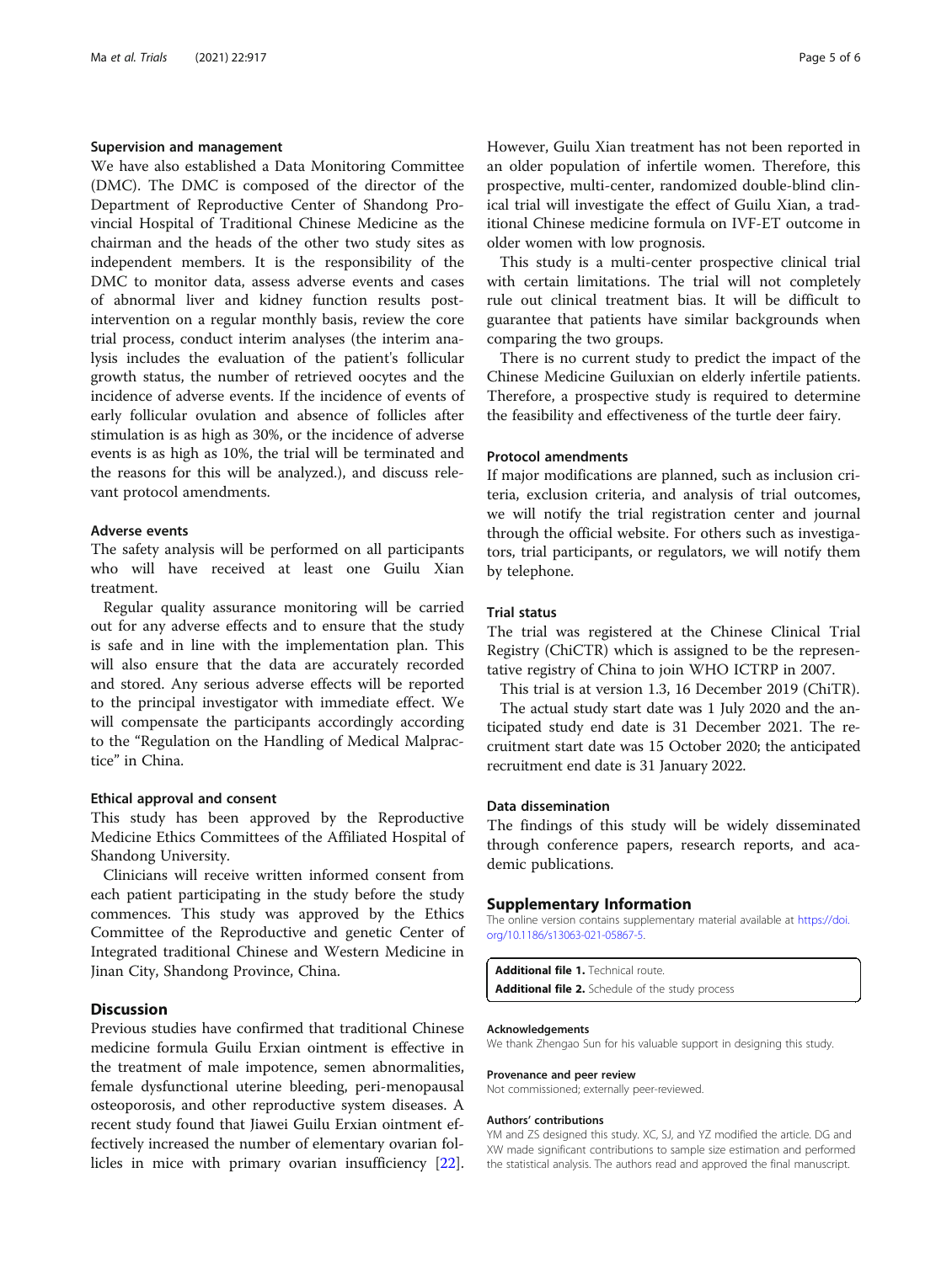### Supervision and management

We have also established a Data Monitoring Committee (DMC). The DMC is composed of the director of the Department of Reproductive Center of Shandong Provincial Hospital of Traditional Chinese Medicine as the chairman and the heads of the other two study sites as independent members. It is the responsibility of the DMC to monitor data, assess adverse events and cases of abnormal liver and kidney function results post-intervention on a regular monthly basis, review the core trial process, conduct interim analyses (the interim analysis includes the evaluation of the patient's follicular growth status, the number of retrieved oocytes and the incidence of adverse events. If the incidence of events of early follicular ovulation and absence of follicles after stimulation is as high as 30%, or the incidence of adverse events is as high as 10%, the trial will be terminated and the reasons for this will be analyzed.), and discuss relevant protocol amendments.

### Adverse events

The safety analysis will be performed on all participants who will have received at least one Guilu Xian treatment.

Regular quality assurance monitoring will be carried out for any adverse effects and to ensure that the study is safe and in line with the implementation plan. This will also ensure that the data are accurately recorded and stored. Any serious adverse effects will be reported to the principal investigator with immediate effect. We will compensate the participants accordingly according to the "Regulation on the Handling of Medical Malpractice" in China.

### Ethical approval and consent

This study has been approved by the Reproductive Medicine Ethics Committees of the Affiliated Hospital of Shandong University.

Clinicians will receive written informed consent from each patient participating in the study before the study commences. This study was approved by the Ethics Committee of the Reproductive and genetic Center of Integrated traditional Chinese and Western Medicine in Jinan City, Shandong Province, China.

## Discussion

Previous studies have confirmed that traditional Chinese medicine formula Guilu Erxian ointment is effective in the treatment of male impotence, semen abnormalities, female dysfunctional uterine bleeding, peri-menopausal osteoporosis, and other reproductive system diseases. A recent study found that Jiawei Guilu Erxian ointment effectively increased the number of elementary ovarian follicles in mice with primary ovarian insufficiency [22]. However, Guilu Xian treatment has not been reported in an older population of infertile women. Therefore, this prospective, multi-center, randomized double-blind clinical trial will investigate the effect of Guilu Xian, a traditional Chinese medicine formula on IVF-ET outcome in older women with low prognosis.

This study is a multi-center prospective clinical trial with certain limitations. The trial will not completely rule out clinical treatment bias. It will be difficult to guarantee that patients have similar backgrounds when comparing the two groups.

There is no current study to predict the impact of the Chinese Medicine Guiluxian on elderly infertile patients. Therefore, a prospective study is required to determine the feasibility and effectiveness of the turtle deer fairy.

### Protocol amendments

If major modifications are planned, such as inclusion criteria, exclusion criteria, and analysis of trial outcomes, we will notify the trial registration center and journal through the official website. For others such as investigators, trial participants, or regulators, we will notify them by telephone.

### Trial status

The trial was registered at the Chinese Clinical Trial Registry (ChiCTR) which is assigned to be the representative registry of China to join WHO ICTRP in 2007.

This trial is at version 1.3, 16 December 2019 (ChiTR).

The actual study start date was 1 July 2020 and the anticipated study end date is 31 December 2021. The recruitment start date was 15 October 2020; the anticipated recruitment end date is 31 January 2022.

### Data dissemination

The findings of this study will be widely disseminated through conference papers, research reports, and academic publications.

## Supplementary Information

The online version contains supplementary material available at https://doi.org/10.1186/s13063-021-05867-5.

**Additional file 1.** Technical route.
**Additional file 2.** Schedule of the study process

#### Acknowledgements

We thank Zhengao Sun for his valuable support in designing this study.

#### Provenance and peer review

Not commissioned; externally peer-reviewed.

#### Authors' contributions

YM and ZS designed this study. XC, SJ, and YZ modified the article. DG and XW made significant contributions to sample size estimation and performed the statistical analysis. The authors read and approved the final manuscript.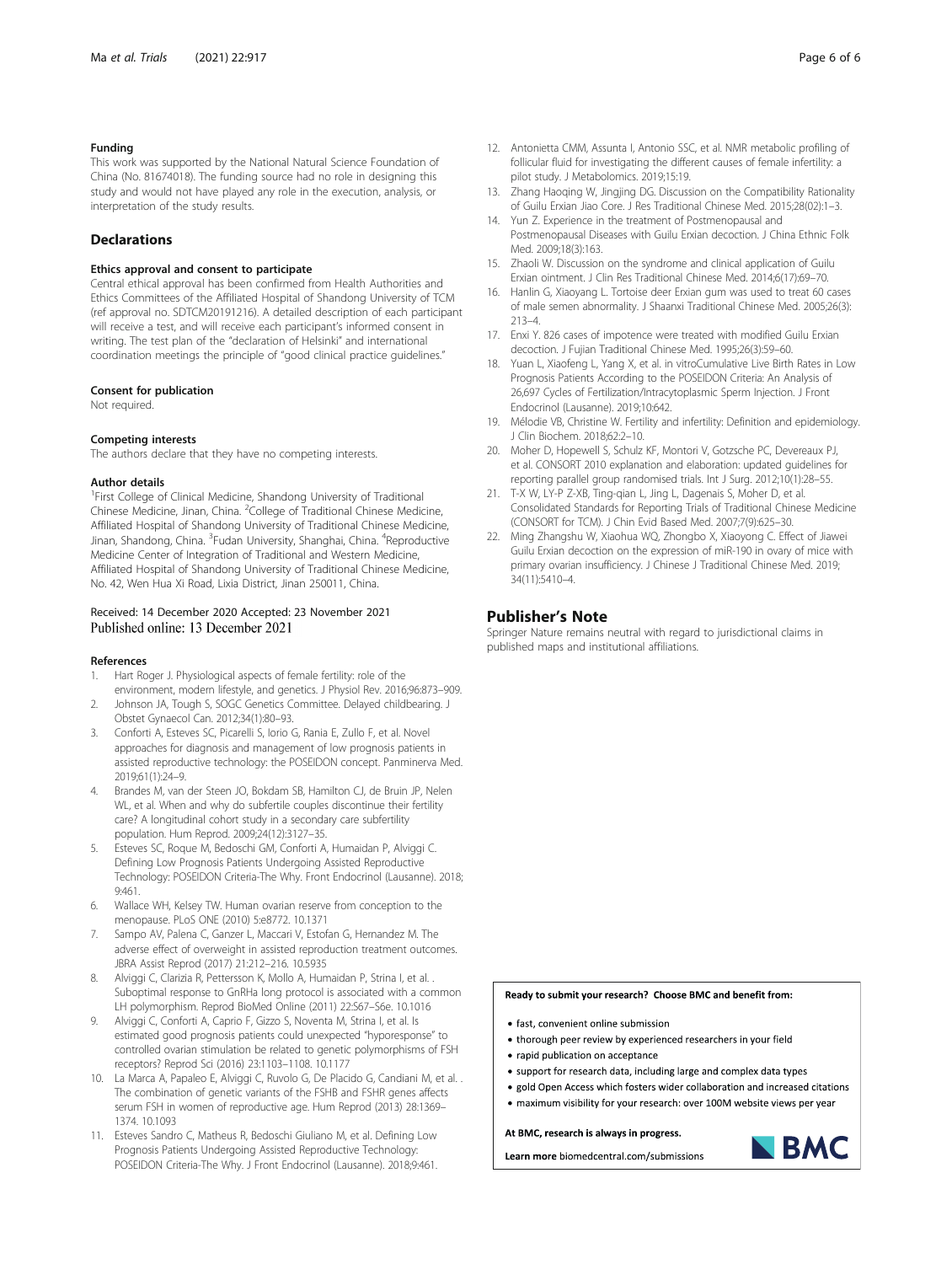### Funding

This work was supported by the National Natural Science Foundation of China (No. 81674018). The funding source had no role in designing this study and would not have played any role in the execution, analysis, or interpretation of the study results.

## Declarations

### Ethics approval and consent to participate

Central ethical approval has been confirmed from Health Authorities and Ethics Committees of the Affiliated Hospital of Shandong University of TCM (ref approval no. SDTCM20191216). A detailed description of each participant will receive a test, and will receive each participant's informed consent in writing. The test plan of the "declaration of Helsinki" and international coordination meetings the principle of "good clinical practice guidelines."

### Consent for publication

Not required.

### Competing interests

The authors declare that they have no competing interests.

### Author details

[1]First College of Clinical Medicine, Shandong University of Traditional Chinese Medicine, Jinan, China. [2]College of Traditional Chinese Medicine, Affiliated Hospital of Shandong University of Traditional Chinese Medicine, Jinan, Shandong, China. [3]Fudan University, Shanghai, China. [4]Reproductive Medicine Center of Integration of Traditional and Western Medicine, Affiliated Hospital of Shandong University of Traditional Chinese Medicine, No. 42, Wen Hua Xi Road, Lixia District, Jinan 250011, China.

Received: 14 December 2020 Accepted: 23 November 2021
Published online: 13 December 2021

### References

1. Hart Roger J. Physiological aspects of female fertility: role of the environment, modern lifestyle, and genetics. J Physiol Rev. 2016;96:873–909.
2. Johnson JA, Tough S, SOGC Genetics Committee. Delayed childbearing. J Obstet Gynaecol Can. 2012;34(1):80–93.
3. Conforti A, Esteves SC, Picarelli S, Iorio G, Rania E, Zullo F, et al. Novel approaches for diagnosis and management of low prognosis patients in assisted reproductive technology: the POSEIDON concept. Panminerva Med. 2019;61(1):24–9.
4. Brandes M, van der Steen JO, Bokdam SB, Hamilton CJ, de Bruin JP, Nelen WL, et al. When and why do subfertile couples discontinue their fertility care? A longitudinal cohort study in a secondary care subfertility population. Hum Reprod. 2009;24(12):3127–35.
5. Esteves SC, Roque M, Bedoschi GM, Conforti A, Humaidan P, Alviggi C. Defining Low Prognosis Patients Undergoing Assisted Reproductive Technology: POSEIDON Criteria-The Why. Front Endocrinol (Lausanne). 2018; 9:461.
6. Wallace WH, Kelsey TW. Human ovarian reserve from conception to the menopause. PLoS ONE (2010) 5:e8772. 10.1371
7. Sampo AV, Palena C, Ganzer L, Maccari V, Estofan G, Hernandez M. The adverse effect of overweight in assisted reproduction treatment outcomes. JBRA Assist Reprod (2017) 21:212–216. 10.5935
8. Alviggi C, Clarizia R, Pettersson K, Mollo A, Humaidan P, Strina I, et al. . Suboptimal response to GnRHa long protocol is associated with a common LH polymorphism. Reprod BioMed Online (2011) 22:S67–S6e. 10.1016
9. Alviggi C, Conforti A, Caprio F, Gizzo S, Noventa M, Strina I, et al. Is estimated good prognosis patients could unexpected "hyporesponse" to controlled ovarian stimulation be related to genetic polymorphisms of FSH receptors? Reprod Sci (2016) 23:1103–1108. 10.1177
10. La Marca A, Papaleo E, Alviggi C, Ruvolo G, De Placido G, Candiani M, et al. . The combination of genetic variants of the FSHB and FSHR genes affects serum FSH in women of reproductive age. Hum Reprod (2013) 28:1369–1374. 10.1093
11. Esteves Sandro C, Matheus R, Bedoschi Giuliano M, et al. Defining Low Prognosis Patients Undergoing Assisted Reproductive Technology: POSEIDON Criteria-The Why. J Front Endocrinol (Lausanne). 2018;9:461.
12. Antonietta CMM, Assunta I, Antonio SSC, et al. NMR metabolic profiling of follicular fluid for investigating the different causes of female infertility: a pilot study. J Metabolomics. 2019;15:19.
13. Zhang Haoqing W, Jingjing DG. Discussion on the Compatibility Rationality of Guilu Erxian Jiao Core. J Res Traditional Chinese Med. 2015;28(02):1–3.
14. Yun Z. Experience in the treatment of Postmenopausal and Postmenopausal Diseases with Guilu Erxian decoction. J China Ethnic Folk Med. 2009;18(3):163.
15. Zhaoli W. Discussion on the syndrome and clinical application of Guilu Erxian ointment. J Clin Res Traditional Chinese Med. 2014;6(17):69–70.
16. Hanlin G, Xiaoyang L. Tortoise deer Erxian gum was used to treat 60 cases of male semen abnormality. J Shaanxi Traditional Chinese Med. 2005;26(3): 213–4.
17. Enxi Y. 826 cases of impotence were treated with modified Guilu Erxian decoction. J Fujian Traditional Chinese Med. 1995;26(3):59–60.
18. Yuan L, Xiaofeng L, Yang X, et al. in vitroCumulative Live Birth Rates in Low Prognosis Patients According to the POSEIDON Criteria: An Analysis of 26,697 Cycles of Fertilization/Intracytoplasmic Sperm Injection. J Front Endocrinol (Lausanne). 2019;10:642.
19. Mélodie VB, Christine W. Fertility and infertility: Definition and epidemiology. J Clin Biochem. 2018;62:2–10.
20. Moher D, Hopewell S, Schulz KF, Montori V, Gotzsche PC, Devereaux PJ, et al. CONSORT 2010 explanation and elaboration: updated guidelines for reporting parallel group randomised trials. Int J Surg. 2012;10(1):28–55.
21. T-X W, LY-P Z-XB, Ting-qian L, Jing L, Dagenais S, Moher D, et al. Consolidated Standards for Reporting Trials of Traditional Chinese Medicine (CONSORT for TCM). J Chin Evid Based Med. 2007;7(9):625–30.
22. Ming Zhangshu W, Xiaohua WQ, Zhongbo X, Xiaoyong C. Effect of Jiawei Guilu Erxian decoction on the expression of miR-190 in ovary of mice with primary ovarian insufficiency. J Chinese J Traditional Chinese Med. 2019; 34(11):5410–4.

## Publisher's Note

Springer Nature remains neutral with regard to jurisdictional claims in published maps and institutional affiliations.

**Ready to submit your research? Choose BMC and benefit from:**

- fast, convenient online submission
- thorough peer review by experienced researchers in your field
- rapid publication on acceptance
- support for research data, including large and complex data types
- gold Open Access which fosters wider collaboration and increased citations
- maximum visibility for your research: over 100M website views per year

**At BMC, research is always in progress.**

**Learn more** biomedcentral.com/submissions

BMC